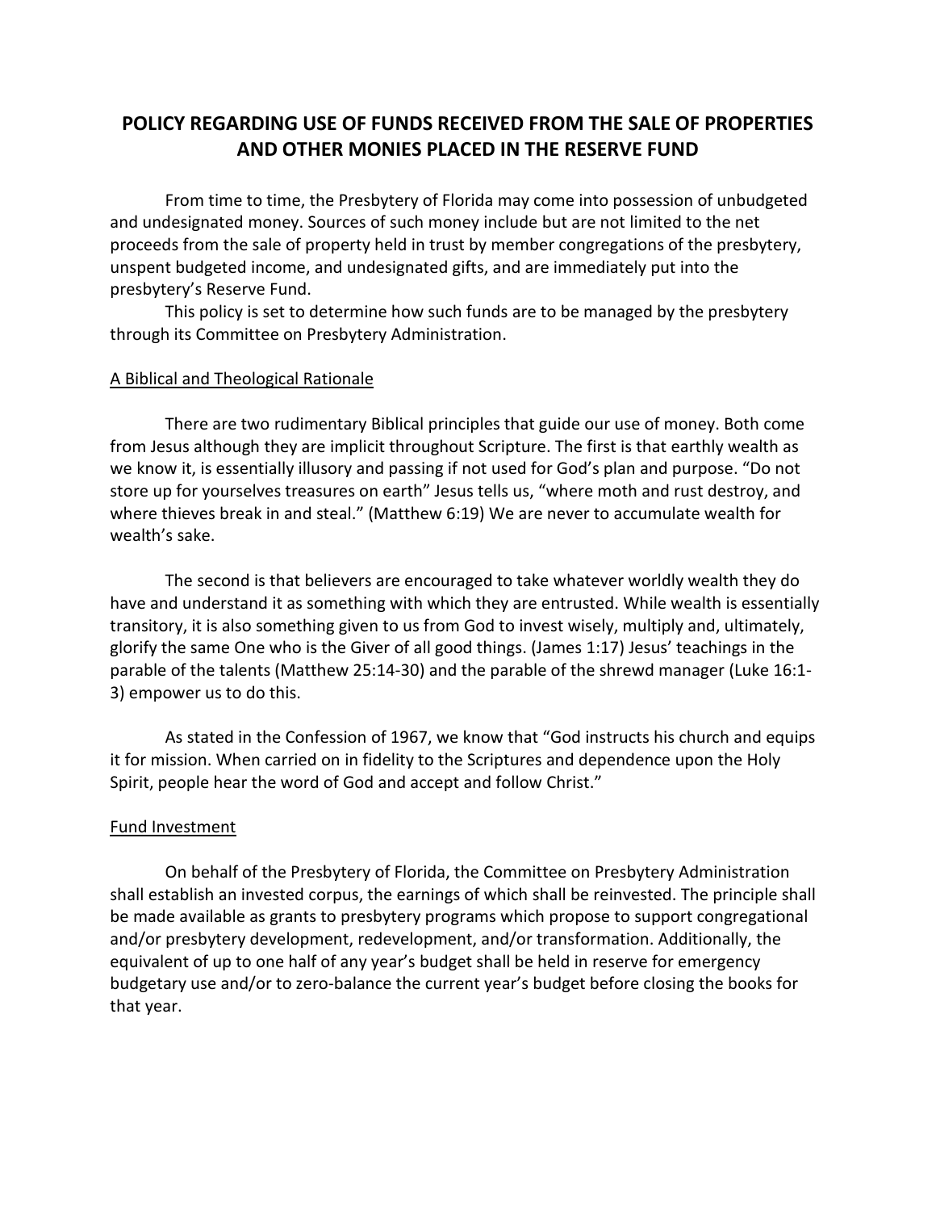# POLICY REGARDING USE OF FUNDS RECEIVED FROM THE SALE OF PROPERTIES AND OTHER MONIES PLACED IN THE RESERVE FUND

From time to time, the Presbytery of Florida may come into possession of unbudgeted and undesignated money. Sources of such money include but are not limited to the net proceeds from the sale of property held in trust by member congregations of the presbytery, unspent budgeted income, and undesignated gifts, and are immediately put into the presbytery's Reserve Fund.

This policy is set to determine how such funds are to be managed by the presbytery through its Committee on Presbytery Administration.

## A Biblical and Theological Rationale

There are two rudimentary Biblical principles that guide our use of money. Both come from Jesus although they are implicit throughout Scripture. The first is that earthly wealth as we know it, is essentially illusory and passing if not used for God's plan and purpose. "Do not store up for yourselves treasures on earth" Jesus tells us, "where moth and rust destroy, and where thieves break in and steal." (Matthew 6:19) We are never to accumulate wealth for wealth's sake.

The second is that believers are encouraged to take whatever worldly wealth they do have and understand it as something with which they are entrusted. While wealth is essentially transitory, it is also something given to us from God to invest wisely, multiply and, ultimately, glorify the same One who is the Giver of all good things. (James 1:17) Jesus' teachings in the parable of the talents (Matthew 25:14-30) and the parable of the shrewd manager (Luke 16:1-3) empower us to do this.

As stated in the Confession of 1967, we know that "God instructs his church and equips it for mission. When carried on in fidelity to the Scriptures and dependence upon the Holy Spirit, people hear the word of God and accept and follow Christ."

## Fund Investment

On behalf of the Presbytery of Florida, the Committee on Presbytery Administration shall establish an invested corpus, the earnings of which shall be reinvested. The principle shall be made available as grants to presbytery programs which propose to support congregational and/or presbytery development, redevelopment, and/or transformation. Additionally, the equivalent of up to one half of any year's budget shall be held in reserve for emergency budgetary use and/or to zero-balance the current year's budget before closing the books for that year.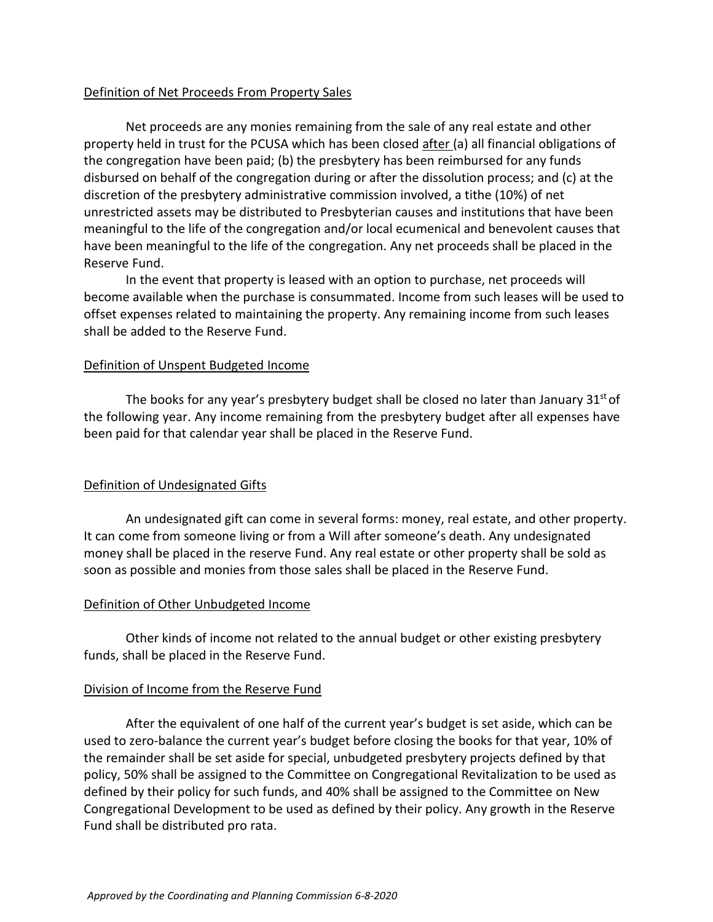Definition of Net Proceeds From Property Sales

Net proceeds are any monies remaining from the sale of any real estate and other property held in trust for the PCUSA which has been closed after (a) all financial obligations of the congregation have been paid; (b) the presbytery has been reimbursed for any funds disbursed on behalf of the congregation during or after the dissolution process; and (c) at the discretion of the presbytery administrative commission involved, a tithe (10%) of net unrestricted assets may be distributed to Presbyterian causes and institutions that have been meaningful to the life of the congregation and/or local ecumenical and benevolent causes that have been meaningful to the life of the congregation. Any net proceeds shall be placed in the Reserve Fund.

In the event that property is leased with an option to purchase, net proceeds will become available when the purchase is consummated. Income from such leases will be used to offset expenses related to maintaining the property. Any remaining income from such leases shall be added to the Reserve Fund.

Definition of Unspent Budgeted Income

The books for any year's presbytery budget shall be closed no later than January 31st of the following year. Any income remaining from the presbytery budget after all expenses have been paid for that calendar year shall be placed in the Reserve Fund.

Definition of Undesignated Gifts

An undesignated gift can come in several forms: money, real estate, and other property. It can come from someone living or from a Will after someone's death. Any undesignated money shall be placed in the reserve Fund. Any real estate or other property shall be sold as soon as possible and monies from those sales shall be placed in the Reserve Fund.

Definition of Other Unbudgeted Income

Other kinds of income not related to the annual budget or other existing presbytery funds, shall be placed in the Reserve Fund.

Division of Income from the Reserve Fund

After the equivalent of one half of the current year's budget is set aside, which can be used to zero-balance the current year's budget before closing the books for that year, 10% of the remainder shall be set aside for special, unbudgeted presbytery projects defined by that policy, 50% shall be assigned to the Committee on Congregational Revitalization to be used as defined by their policy for such funds, and 40% shall be assigned to the Committee on New Congregational Development to be used as defined by their policy. Any growth in the Reserve Fund shall be distributed pro rata.

*Approved by the Coordinating and Planning Commission 6-8-2020*